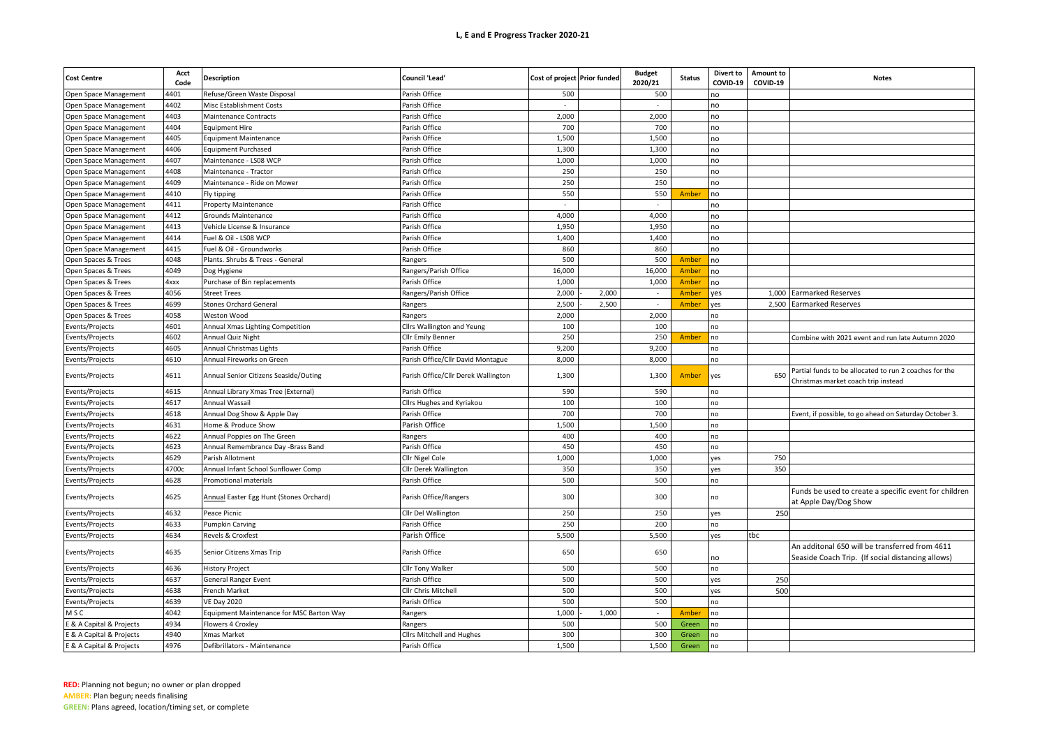# L, E and E Progress Tracker 2020-21

| Cost Centre | Acct Code | Description | Council 'Lead' | Cost of project | Prior funded | Budget 2020/21 | Status | Divert to COVID-19 | Amount to COVID-19 | Notes |
|---|---|---|---|---|---|---|---|---|---|---|
| Open Space Management | 4401 | Refuse/Green Waste Disposal | Parish Office | 500 | | 500 | | no | | |
| Open Space Management | 4402 | Misc Establishment Costs | Parish Office | - | | - | | no | | |
| Open Space Management | 4403 | Maintenance Contracts | Parish Office | 2,000 | | 2,000 | | no | | |
| Open Space Management | 4404 | Equipment Hire | Parish Office | 700 | | 700 | | no | | |
| Open Space Management | 4405 | Equipment Maintenance | Parish Office | 1,500 | | 1,500 | | no | | |
| Open Space Management | 4406 | Equipment Purchased | Parish Office | 1,300 | | 1,300 | | no | | |
| Open Space Management | 4407 | Maintenance - LS08 WCP | Parish Office | 1,000 | | 1,000 | | no | | |
| Open Space Management | 4408 | Maintenance - Tractor | Parish Office | 250 | | 250 | | no | | |
| Open Space Management | 4409 | Maintenance - Ride on Mower | Parish Office | 250 | | 250 | | no | | |
| Open Space Management | 4410 | Fly tipping | Parish Office | 550 | | 550 | Amber | no | | |
| Open Space Management | 4411 | Property Maintenance | Parish Office | - | | - | | no | | |
| Open Space Management | 4412 | Grounds Maintenance | Parish Office | 4,000 | | 4,000 | | no | | |
| Open Space Management | 4413 | Vehicle License & Insurance | Parish Office | 1,950 | | 1,950 | | no | | |
| Open Space Management | 4414 | Fuel & Oil - LS08 WCP | Parish Office | 1,400 | | 1,400 | | no | | |
| Open Space Management | 4415 | Fuel & Oil - Groundworks | Parish Office | 860 | | 860 | | no | | |
| Open Spaces & Trees | 4048 | Plants. Shrubs & Trees - General | Rangers | 500 | | 500 | Amber | no | | |
| Open Spaces & Trees | 4049 | Dog Hygiene | Rangers/Parish Office | 16,000 | | 16,000 | Amber | no | | |
| Open Spaces & Trees | 4xxx | Purchase of Bin replacements | Parish Office | 1,000 | | 1,000 | Amber | no | | |
| Open Spaces & Trees | 4056 | Street Trees | Rangers/Parish Office | 2,000 | - 2,000 | - | Amber | yes | 1,000 | Earmarked Reserves |
| Open Spaces & Trees | 4699 | Stones Orchard General | Rangers | 2,500 | - 2,500 | - | Amber | yes | 2,500 | Earmarked Reserves |
| Open Spaces & Trees | 4058 | Weston Wood | Rangers | 2,000 | | 2,000 | | no | | |
| Events/Projects | 4601 | Annual Xmas Lighting Competition | Cllrs Wallington and Yeung | 100 | | 100 | | no | | |
| Events/Projects | 4602 | Annual Quiz Night | Cllr Emily Benner | 250 | | 250 | Amber | no | | Combine with 2021 event and run late Autumn 2020 |
| Events/Projects | 4605 | Annual Christmas Lights | Parish Office | 9,200 | | 9,200 | | no | | |
| Events/Projects | 4610 | Annual Fireworks on Green | Parish Office/Cllr David Montague | 8,000 | | 8,000 | | no | | |
| Events/Projects | 4611 | Annual Senior Citizens Seaside/Outing | Parish Office/Cllr Derek Wallington | 1,300 | | 1,300 | Amber | yes | 650 | Partial funds to be allocated to run 2 coaches for the Christmas market coach trip instead |
| Events/Projects | 4615 | Annual Library Xmas Tree (External) | Parish Office | 590 | | 590 | | no | | |
| Events/Projects | 4617 | Annual Wassail | Cllrs Hughes and Kyriakou | 100 | | 100 | | no | | |
| Events/Projects | 4618 | Annual Dog Show & Apple Day | Parish Office | 700 | | 700 | | no | | Event, if possible, to go ahead on Saturday October 3. |
| Events/Projects | 4631 | Home & Produce Show | Parish Office | 1,500 | | 1,500 | | no | | |
| Events/Projects | 4622 | Annual Poppies on The Green | Rangers | 400 | | 400 | | no | | |
| Events/Projects | 4623 | Annual Remembrance Day -Brass Band | Parish Office | 450 | | 450 | | no | | |
| Events/Projects | 4629 | Parish Allotment | Cllr Nigel Cole | 1,000 | | 1,000 | | yes | 750 | |
| Events/Projects | 4700c | Annual Infant School Sunflower Comp | Cllr Derek Wallington | 350 | | 350 | | yes | 350 | |
| Events/Projects | 4628 | Promotional materials | Parish Office | 500 | | 500 | | no | | |
| Events/Projects | 4625 | Annual Easter Egg Hunt (Stones Orchard) | Parish Office/Rangers | 300 | | 300 | | no | | Funds be used to create a specific event for children at Apple Day/Dog Show |
| Events/Projects | 4632 | Peace Picnic | Cllr Del Wallington | 250 | | 250 | | yes | 250 | |
| Events/Projects | 4633 | Pumpkin Carving | Parish Office | 250 | | 200 | | no | | |
| Events/Projects | 4634 | Revels & Croxfest | Parish Office | 5,500 | | 5,500 | | yes | tbc | |
| Events/Projects | 4635 | Senior Citizens Xmas Trip | Parish Office | 650 | | 650 | | no | | An additonal 650 will be transferred from 4611 Seaside Coach Trip. (If social distancing allows) |
| Events/Projects | 4636 | History Project | Cllr Tony Walker | 500 | | 500 | | no | | |
| Events/Projects | 4637 | General Ranger Event | Parish Office | 500 | | 500 | | yes | 250 | |
| Events/Projects | 4638 | French Market | Cllr Chris Mitchell | 500 | | 500 | | yes | 500 | |
| Events/Projects | 4639 | VE Day 2020 | Parish Office | 500 | | 500 | | no | | |
| M S C | 4042 | Equipment Maintenance for MSC Barton Way | Rangers | 1,000 | - 1,000 | - | Amber | no | | |
| E & A Capital & Projects | 4934 | Flowers 4 Croxley | Rangers | 500 | | 500 | Green | no | | |
| E & A Capital & Projects | 4940 | Xmas Market | Cllrs Mitchell and Hughes | 300 | | 300 | Green | no | | |
| E & A Capital & Projects | 4976 | Defibrillators - Maintenance | Parish Office | 1,500 | | 1,500 | Green | no | | |

**RED:** Planning not begun; no owner or plan dropped
**AMBER:** Plan begun; needs finalising
**GREEN:** Plans agreed, location/timing set, or complete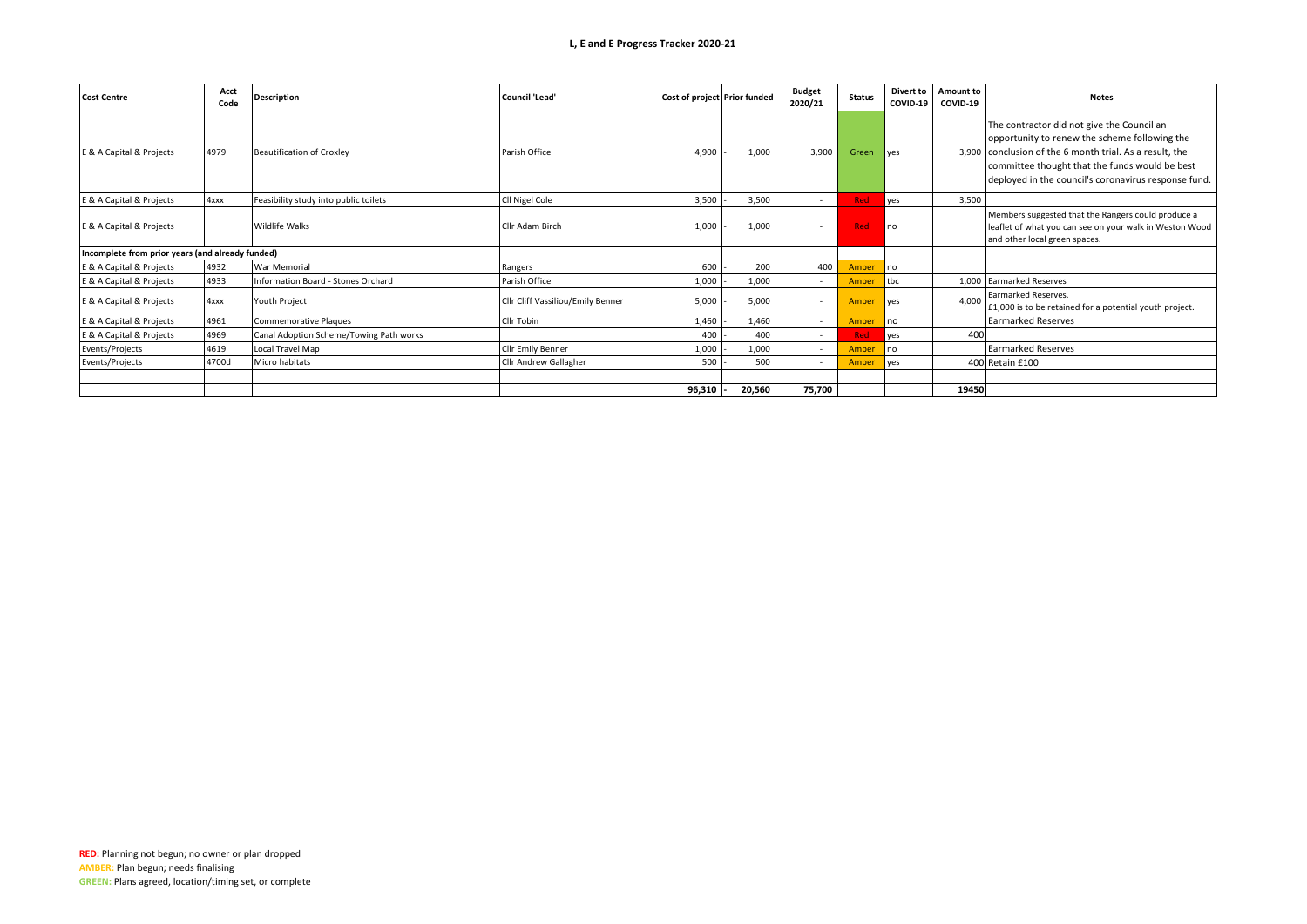# L, E and E Progress Tracker 2020-21

| Cost Centre | Acct Code | Description | Council 'Lead' | Cost of project | Prior funded | Budget 2020/21 | Status | Divert to COVID-19 | Amount to COVID-19 | Notes |
|---|---|---|---|---|---|---|---|---|---|---|
| E & A Capital & Projects | 4979 | Beautification of Croxley | Parish Office | 4,900 | - 1,000 | 3,900 | Green | yes | 3,900 | The contractor did not give the Council an opportunity to renew the scheme following the conclusion of the 6 month trial. As a result, the committee thought that the funds would be best deployed in the council's coronavirus response fund. |
| E & A Capital & Projects | 4xxx | Feasibility study into public toilets | Cll Nigel Cole | 3,500 | - 3,500 | - | Red | yes | 3,500 | |
| E & A Capital & Projects | | Wildlife Walks | Cllr Adam Birch | 1,000 | - 1,000 | - | Red | no | | Members suggested that the Rangers could produce a leaflet of what you can see on your walk in Weston Wood and other local green spaces. |
| **Incomplete from prior years (and already funded)** | | | | | | | | | | |
| E & A Capital & Projects | 4932 | War Memorial | Rangers | 600 | - 200 | 400 | Amber | no | | |
| E & A Capital & Projects | 4933 | Information Board - Stones Orchard | Parish Office | 1,000 | - 1,000 | - | Amber | tbc | 1,000 | Earmarked Reserves |
| E & A Capital & Projects | 4xxx | Youth Project | Cllr Cliff Vassiliou/Emily Benner | 5,000 | - 5,000 | - | Amber | yes | 4,000 | Earmarked Reserves. £1,000 is to be retained for a potential youth project. |
| E & A Capital & Projects | 4961 | Commemorative Plaques | Cllr Tobin | 1,460 | - 1,460 | - | Amber | no | | Earmarked Reserves |
| E & A Capital & Projects | 4969 | Canal Adoption Scheme/Towing Path works | | 400 | - 400 | - | Red | yes | 400 | |
| Events/Projects | 4619 | Local Travel Map | Cllr Emily Benner | 1,000 | - 1,000 | - | Amber | no | | Earmarked Reserves |
| Events/Projects | 4700d | Micro habitats | Cllr Andrew Gallagher | 500 | - 500 | - | Amber | yes | 400 | Retain £100 |
| | | | | | | | | | | |
| | | | | **96,310** | **- 20,560** | **75,700** | | | **19450** | |

**RED:** Planning not begun; no owner or plan dropped
**AMBER:** Plan begun; needs finalising
**GREEN:** Plans agreed, location/timing set, or complete